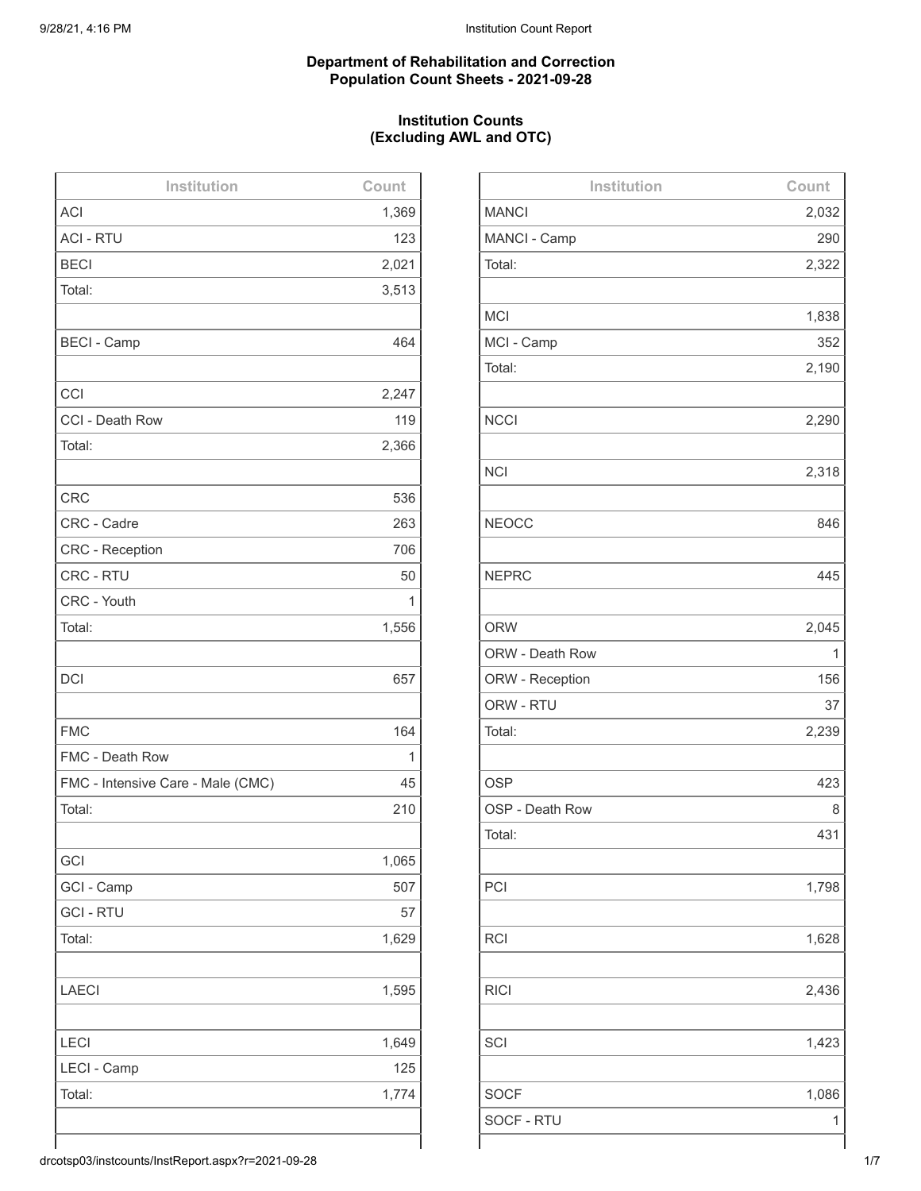**Department of Rehabilitation and Correction**
**Population Count Sheets - 2021-09-28**

**Institution Counts**
**(Excluding AWL and OTC)**

| Institution | Count |
|---|---|
| ACI | 1,369 |
| ACI - RTU | 123 |
| BECI | 2,021 |
| Total: | 3,513 |
| | |
| BECI - Camp | 464 |
| | |
| CCI | 2,247 |
| CCI - Death Row | 119 |
| Total: | 2,366 |
| | |
| CRC | 536 |
| CRC - Cadre | 263 |
| CRC - Reception | 706 |
| CRC - RTU | 50 |
| CRC - Youth | 1 |
| Total: | 1,556 |
| | |
| DCI | 657 |
| | |
| FMC | 164 |
| FMC - Death Row | 1 |
| FMC - Intensive Care - Male (CMC) | 45 |
| Total: | 210 |
| | |
| GCI | 1,065 |
| GCI - Camp | 507 |
| GCI - RTU | 57 |
| Total: | 1,629 |
| | |
| LAECI | 1,595 |
| | |
| LECI | 1,649 |
| LECI - Camp | 125 |
| Total: | 1,774 |

| Institution | Count |
|---|---|
| MANCI | 2,032 |
| MANCI - Camp | 290 |
| Total: | 2,322 |
| | |
| MCI | 1,838 |
| MCI - Camp | 352 |
| Total: | 2,190 |
| | |
| NCCI | 2,290 |
| | |
| NCI | 2,318 |
| | |
| NEOCC | 846 |
| | |
| NEPRC | 445 |
| | |
| ORW | 2,045 |
| ORW - Death Row | 1 |
| ORW - Reception | 156 |
| ORW - RTU | 37 |
| Total: | 2,239 |
| | |
| OSP | 423 |
| OSP - Death Row | 8 |
| Total: | 431 |
| | |
| PCI | 1,798 |
| | |
| RCI | 1,628 |
| | |
| RICI | 2,436 |
| | |
| SCI | 1,423 |
| | |
| SOCF | 1,086 |
| SOCF - RTU | 1 |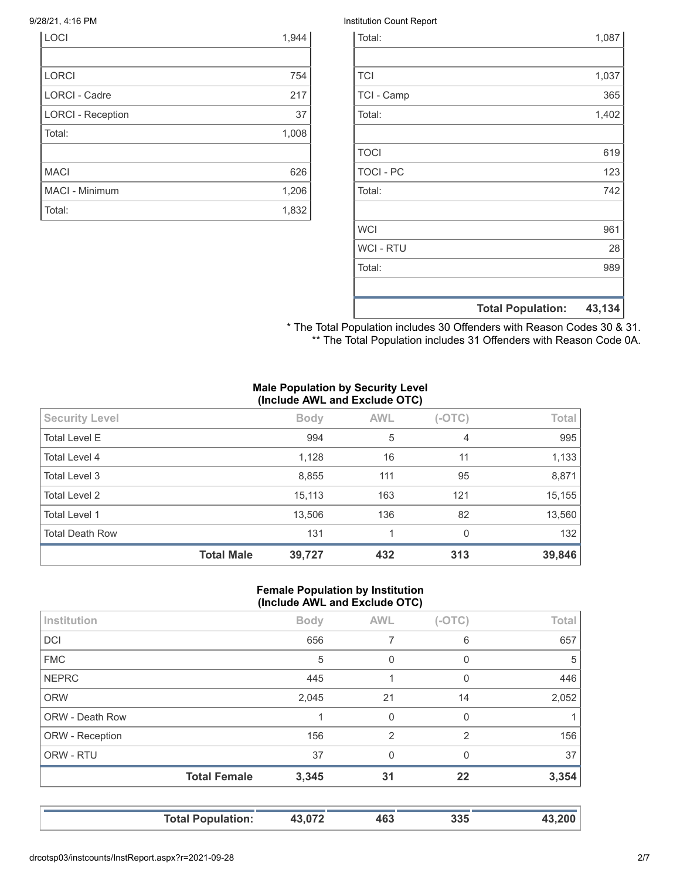| | |
|---|---|
| LOCI | 1,944 |
| | |
| LORCI | 754 |
| LORCI - Cadre | 217 |
| LORCI - Reception | 37 |
| Total: | 1,008 |
| | |
| MACI | 626 |
| MACI - Minimum | 1,206 |
| Total: | 1,832 |

| | |
|---|---|
| Total: | 1,087 |
| | |
| TCI | 1,037 |
| TCI - Camp | 365 |
| Total: | 1,402 |
| | |
| TOCI | 619 |
| TOCI - PC | 123 |
| Total: | 742 |
| | |
| WCI | 961 |
| WCI - RTU | 28 |
| Total: | 989 |
| | |
| **Total Population:** | **43,134** |

* The Total Population includes 30 Offenders with Reason Codes 30 & 31.
** The Total Population includes 31 Offenders with Reason Code 0A.

**Male Population by Security Level (Include AWL and Exclude OTC)**

| Security Level | | Body | AWL | (-OTC) | Total |
|---|---|---|---|---|---|
| Total Level E | | 994 | 5 | 4 | 995 |
| Total Level 4 | | 1,128 | 16 | 11 | 1,133 |
| Total Level 3 | | 8,855 | 111 | 95 | 8,871 |
| Total Level 2 | | 15,113 | 163 | 121 | 15,155 |
| Total Level 1 | | 13,506 | 136 | 82 | 13,560 |
| Total Death Row | | 131 | 1 | 0 | 132 |
| | **Total Male** | **39,727** | **432** | **313** | **39,846** |

**Female Population by Institution (Include AWL and Exclude OTC)**

| Institution | | Body | AWL | (-OTC) | Total |
|---|---|---|---|---|---|
| DCI | | 656 | 7 | 6 | 657 |
| FMC | | 5 | 0 | 0 | 5 |
| NEPRC | | 445 | 1 | 0 | 446 |
| ORW | | 2,045 | 21 | 14 | 2,052 |
| ORW - Death Row | | 1 | 0 | 0 | 1 |
| ORW - Reception | | 156 | 2 | 2 | 156 |
| ORW - RTU | | 37 | 0 | 0 | 37 |
| | **Total Female** | **3,345** | **31** | **22** | **3,354** |

| **Total Population:** | **43,072** | **463** | **335** | **43,200** |
|---|---|---|---|---|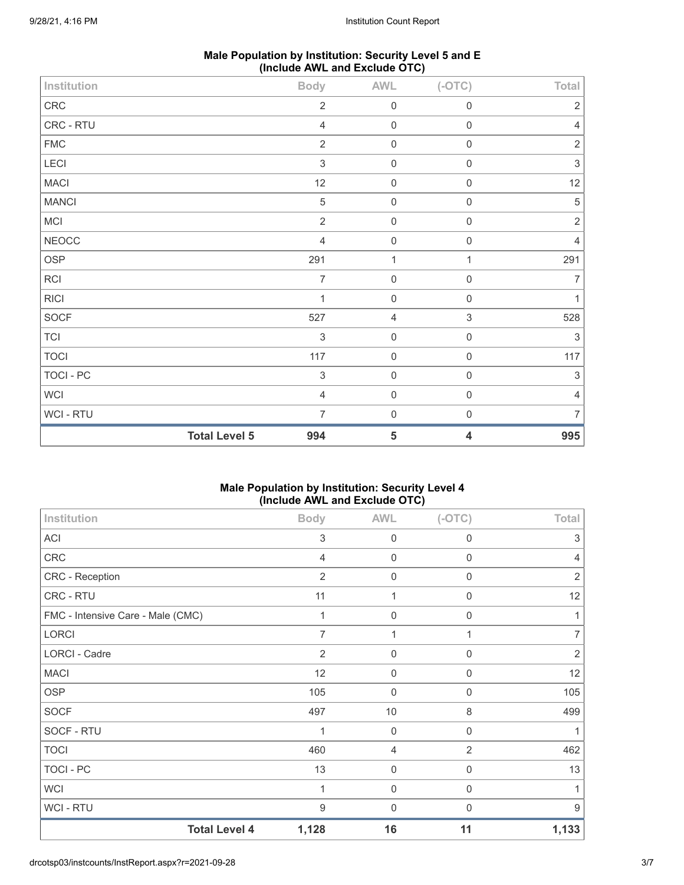## Male Population by Institution: Security Level 5 and E (Include AWL and Exclude OTC)

| Institution | Body | AWL | (-OTC) | Total |
|---|---|---|---|---|
| CRC | 2 | 0 | 0 | 2 |
| CRC - RTU | 4 | 0 | 0 | 4 |
| FMC | 2 | 0 | 0 | 2 |
| LECI | 3 | 0 | 0 | 3 |
| MACI | 12 | 0 | 0 | 12 |
| MANCI | 5 | 0 | 0 | 5 |
| MCI | 2 | 0 | 0 | 2 |
| NEOCC | 4 | 0 | 0 | 4 |
| OSP | 291 | 1 | 1 | 291 |
| RCI | 7 | 0 | 0 | 7 |
| RICI | 1 | 0 | 0 | 1 |
| SOCF | 527 | 4 | 3 | 528 |
| TCI | 3 | 0 | 0 | 3 |
| TOCI | 117 | 0 | 0 | 117 |
| TOCI - PC | 3 | 0 | 0 | 3 |
| WCI | 4 | 0 | 0 | 4 |
| WCI - RTU | 7 | 0 | 0 | 7 |
| **Total Level 5** | **994** | **5** | **4** | **995** |

## Male Population by Institution: Security Level 4 (Include AWL and Exclude OTC)

| Institution | Body | AWL | (-OTC) | Total |
|---|---|---|---|---|
| ACI | 3 | 0 | 0 | 3 |
| CRC | 4 | 0 | 0 | 4 |
| CRC - Reception | 2 | 0 | 0 | 2 |
| CRC - RTU | 11 | 1 | 0 | 12 |
| FMC - Intensive Care - Male (CMC) | 1 | 0 | 0 | 1 |
| LORCI | 7 | 1 | 1 | 7 |
| LORCI - Cadre | 2 | 0 | 0 | 2 |
| MACI | 12 | 0 | 0 | 12 |
| OSP | 105 | 0 | 0 | 105 |
| SOCF | 497 | 10 | 8 | 499 |
| SOCF - RTU | 1 | 0 | 0 | 1 |
| TOCI | 460 | 4 | 2 | 462 |
| TOCI - PC | 13 | 0 | 0 | 13 |
| WCI | 1 | 0 | 0 | 1 |
| WCI - RTU | 9 | 0 | 0 | 9 |
| **Total Level 4** | **1,128** | **16** | **11** | **1,133** |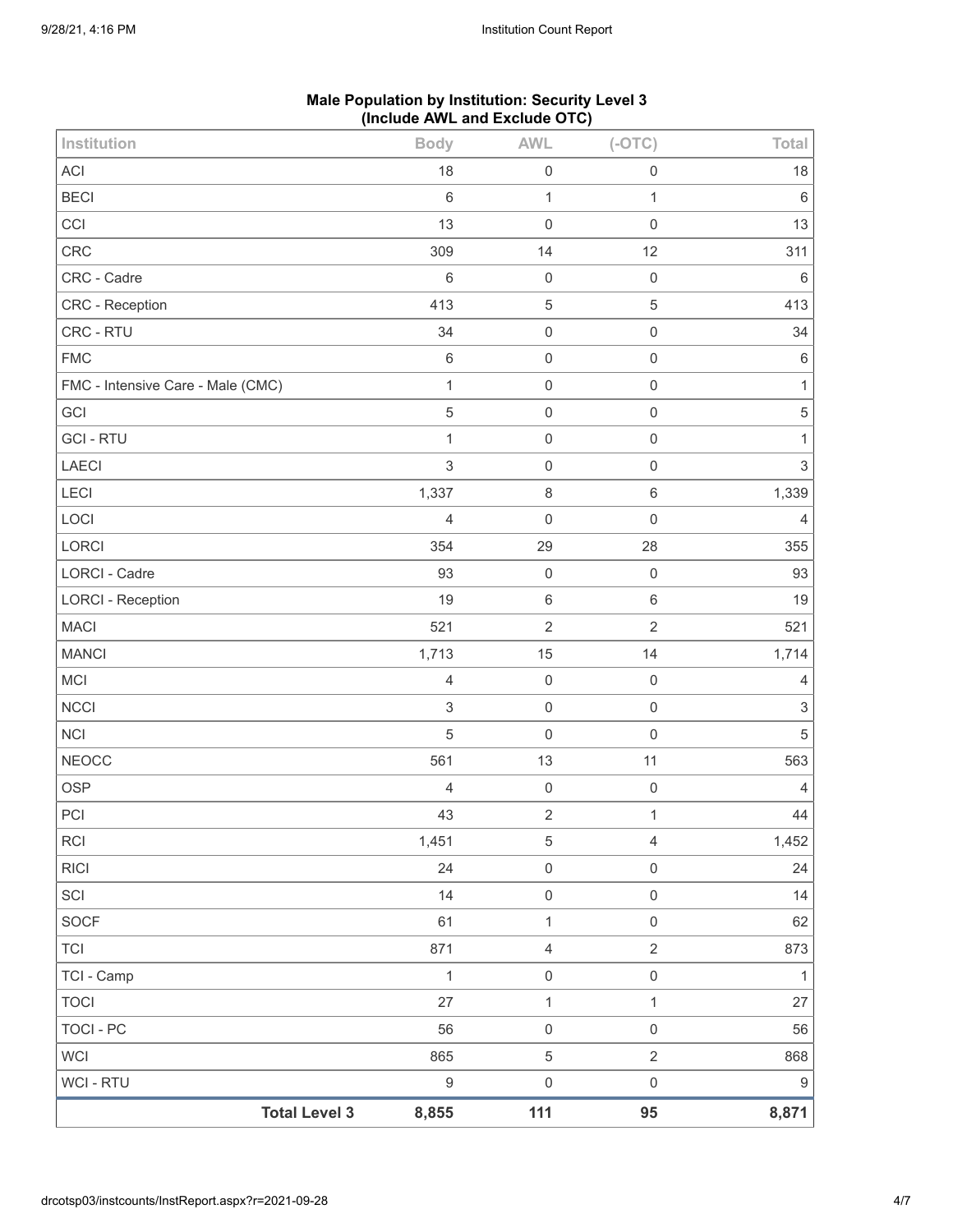**Male Population by Institution: Security Level 3**
**(Include AWL and Exclude OTC)**

| Institution | Body | AWL | (-OTC) | Total |
|---|---|---|---|---|
| ACI | 18 | 0 | 0 | 18 |
| BECI | 6 | 1 | 1 | 6 |
| CCI | 13 | 0 | 0 | 13 |
| CRC | 309 | 14 | 12 | 311 |
| CRC - Cadre | 6 | 0 | 0 | 6 |
| CRC - Reception | 413 | 5 | 5 | 413 |
| CRC - RTU | 34 | 0 | 0 | 34 |
| FMC | 6 | 0 | 0 | 6 |
| FMC - Intensive Care - Male (CMC) | 1 | 0 | 0 | 1 |
| GCI | 5 | 0 | 0 | 5 |
| GCI - RTU | 1 | 0 | 0 | 1 |
| LAECI | 3 | 0 | 0 | 3 |
| LECI | 1,337 | 8 | 6 | 1,339 |
| LOCI | 4 | 0 | 0 | 4 |
| LORCI | 354 | 29 | 28 | 355 |
| LORCI - Cadre | 93 | 0 | 0 | 93 |
| LORCI - Reception | 19 | 6 | 6 | 19 |
| MACI | 521 | 2 | 2 | 521 |
| MANCI | 1,713 | 15 | 14 | 1,714 |
| MCI | 4 | 0 | 0 | 4 |
| NCCI | 3 | 0 | 0 | 3 |
| NCI | 5 | 0 | 0 | 5 |
| NEOCC | 561 | 13 | 11 | 563 |
| OSP | 4 | 0 | 0 | 4 |
| PCI | 43 | 2 | 1 | 44 |
| RCI | 1,451 | 5 | 4 | 1,452 |
| RICI | 24 | 0 | 0 | 24 |
| SCI | 14 | 0 | 0 | 14 |
| SOCF | 61 | 1 | 0 | 62 |
| TCI | 871 | 4 | 2 | 873 |
| TCI - Camp | 1 | 0 | 0 | 1 |
| TOCI | 27 | 1 | 1 | 27 |
| TOCI - PC | 56 | 0 | 0 | 56 |
| WCI | 865 | 5 | 2 | 868 |
| WCI - RTU | 9 | 0 | 0 | 9 |
| **Total Level 3** | **8,855** | **111** | **95** | **8,871** |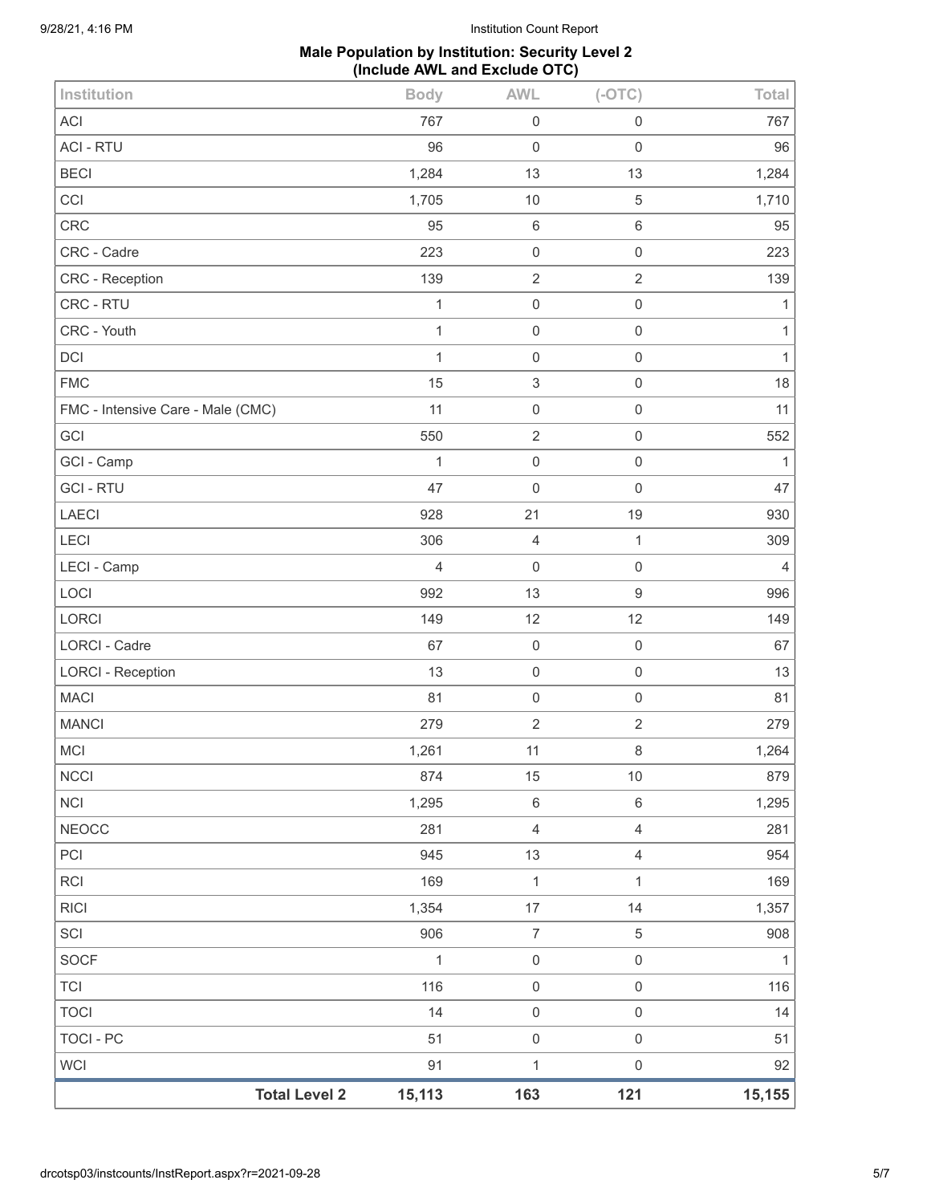## Male Population by Institution: Security Level 2 (Include AWL and Exclude OTC)

| Institution | Body | AWL | (-OTC) | Total |
|---|---|---|---|---|
| ACI | 767 | 0 | 0 | 767 |
| ACI - RTU | 96 | 0 | 0 | 96 |
| BECI | 1,284 | 13 | 13 | 1,284 |
| CCI | 1,705 | 10 | 5 | 1,710 |
| CRC | 95 | 6 | 6 | 95 |
| CRC - Cadre | 223 | 0 | 0 | 223 |
| CRC - Reception | 139 | 2 | 2 | 139 |
| CRC - RTU | 1 | 0 | 0 | 1 |
| CRC - Youth | 1 | 0 | 0 | 1 |
| DCI | 1 | 0 | 0 | 1 |
| FMC | 15 | 3 | 0 | 18 |
| FMC - Intensive Care - Male (CMC) | 11 | 0 | 0 | 11 |
| GCI | 550 | 2 | 0 | 552 |
| GCI - Camp | 1 | 0 | 0 | 1 |
| GCI - RTU | 47 | 0 | 0 | 47 |
| LAECI | 928 | 21 | 19 | 930 |
| LECI | 306 | 4 | 1 | 309 |
| LECI - Camp | 4 | 0 | 0 | 4 |
| LOCI | 992 | 13 | 9 | 996 |
| LORCI | 149 | 12 | 12 | 149 |
| LORCI - Cadre | 67 | 0 | 0 | 67 |
| LORCI - Reception | 13 | 0 | 0 | 13 |
| MACI | 81 | 0 | 0 | 81 |
| MANCI | 279 | 2 | 2 | 279 |
| MCI | 1,261 | 11 | 8 | 1,264 |
| NCCI | 874 | 15 | 10 | 879 |
| NCI | 1,295 | 6 | 6 | 1,295 |
| NEOCC | 281 | 4 | 4 | 281 |
| PCI | 945 | 13 | 4 | 954 |
| RCI | 169 | 1 | 1 | 169 |
| RICI | 1,354 | 17 | 14 | 1,357 |
| SCI | 906 | 7 | 5 | 908 |
| SOCF | 1 | 0 | 0 | 1 |
| TCI | 116 | 0 | 0 | 116 |
| TOCI | 14 | 0 | 0 | 14 |
| TOCI - PC | 51 | 0 | 0 | 51 |
| WCI | 91 | 1 | 0 | 92 |
| **Total Level 2** | **15,113** | **163** | **121** | **15,155** |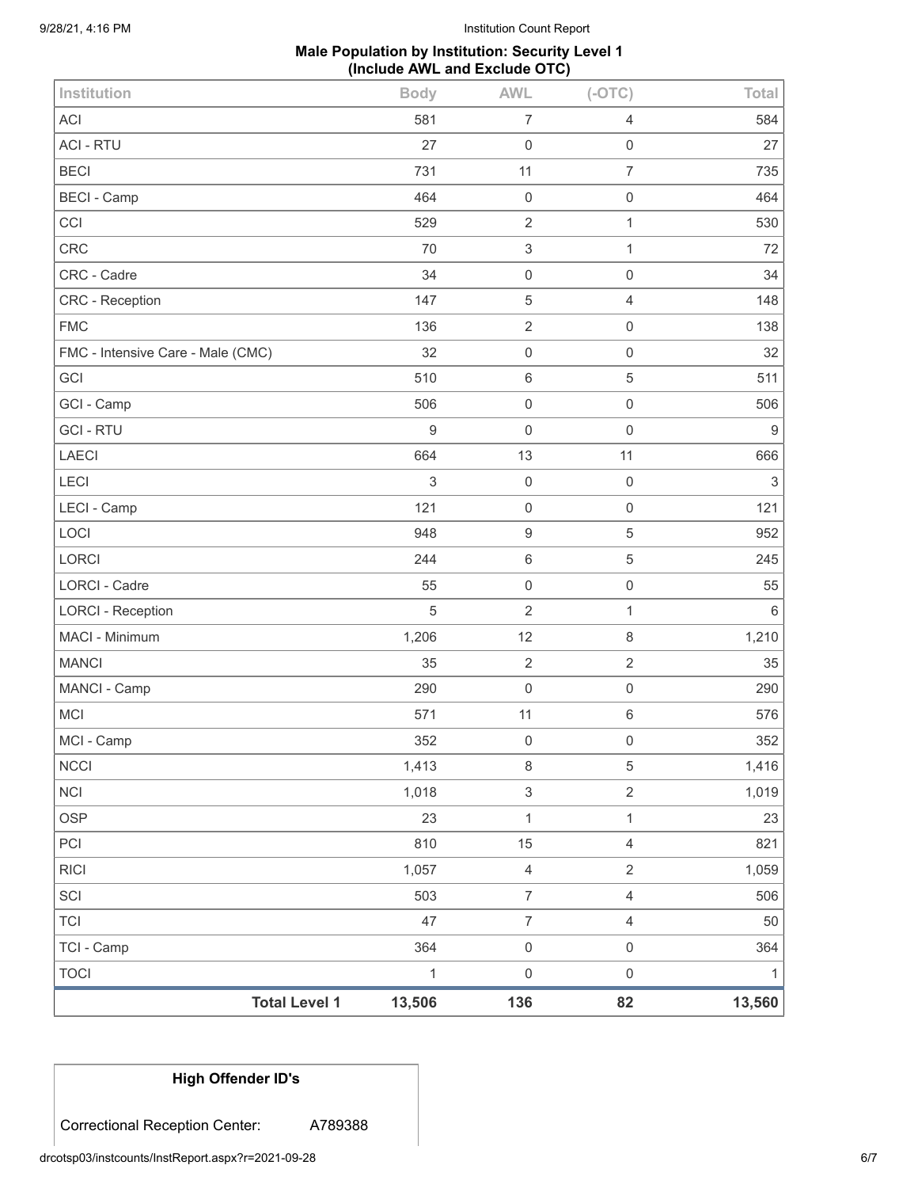**Male Population by Institution: Security Level 1 (Include AWL and Exclude OTC)**

| Institution | Body | AWL | (-OTC) | Total |
|---|---|---|---|---|
| ACI | 581 | 7 | 4 | 584 |
| ACI - RTU | 27 | 0 | 0 | 27 |
| BECI | 731 | 11 | 7 | 735 |
| BECI - Camp | 464 | 0 | 0 | 464 |
| CCI | 529 | 2 | 1 | 530 |
| CRC | 70 | 3 | 1 | 72 |
| CRC - Cadre | 34 | 0 | 0 | 34 |
| CRC - Reception | 147 | 5 | 4 | 148 |
| FMC | 136 | 2 | 0 | 138 |
| FMC - Intensive Care - Male (CMC) | 32 | 0 | 0 | 32 |
| GCI | 510 | 6 | 5 | 511 |
| GCI - Camp | 506 | 0 | 0 | 506 |
| GCI - RTU | 9 | 0 | 0 | 9 |
| LAECI | 664 | 13 | 11 | 666 |
| LECI | 3 | 0 | 0 | 3 |
| LECI - Camp | 121 | 0 | 0 | 121 |
| LOCI | 948 | 9 | 5 | 952 |
| LORCI | 244 | 6 | 5 | 245 |
| LORCI - Cadre | 55 | 0 | 0 | 55 |
| LORCI - Reception | 5 | 2 | 1 | 6 |
| MACI - Minimum | 1,206 | 12 | 8 | 1,210 |
| MANCI | 35 | 2 | 2 | 35 |
| MANCI - Camp | 290 | 0 | 0 | 290 |
| MCI | 571 | 11 | 6 | 576 |
| MCI - Camp | 352 | 0 | 0 | 352 |
| NCCI | 1,413 | 8 | 5 | 1,416 |
| NCI | 1,018 | 3 | 2 | 1,019 |
| OSP | 23 | 1 | 1 | 23 |
| PCI | 810 | 15 | 4 | 821 |
| RICI | 1,057 | 4 | 2 | 1,059 |
| SCI | 503 | 7 | 4 | 506 |
| TCI | 47 | 7 | 4 | 50 |
| TCI - Camp | 364 | 0 | 0 | 364 |
| TOCI | 1 | 0 | 0 | 1 |
| **Total Level 1** | **13,506** | **136** | **82** | **13,560** |

| High Offender ID's | |
|---|---|
| Correctional Reception Center: | A789388 |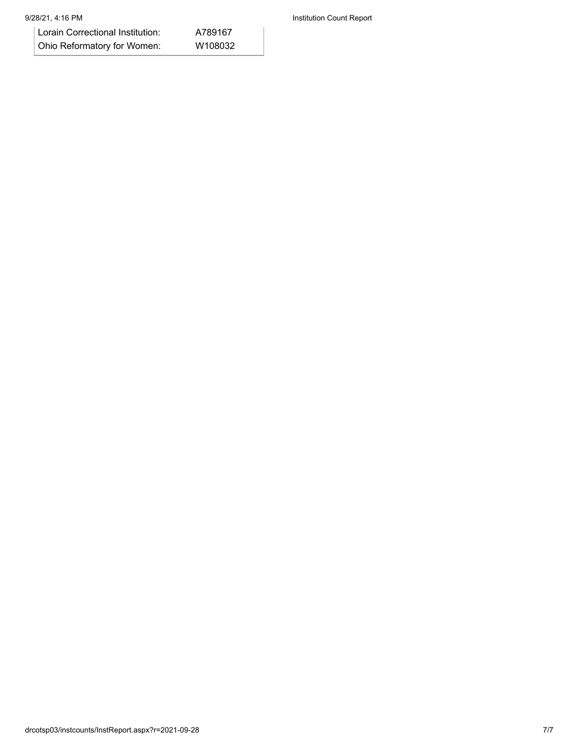| | |
|---|---|
| Lorain Correctional Institution: | A789167 |
| Ohio Reformatory for Women: | W108032 |